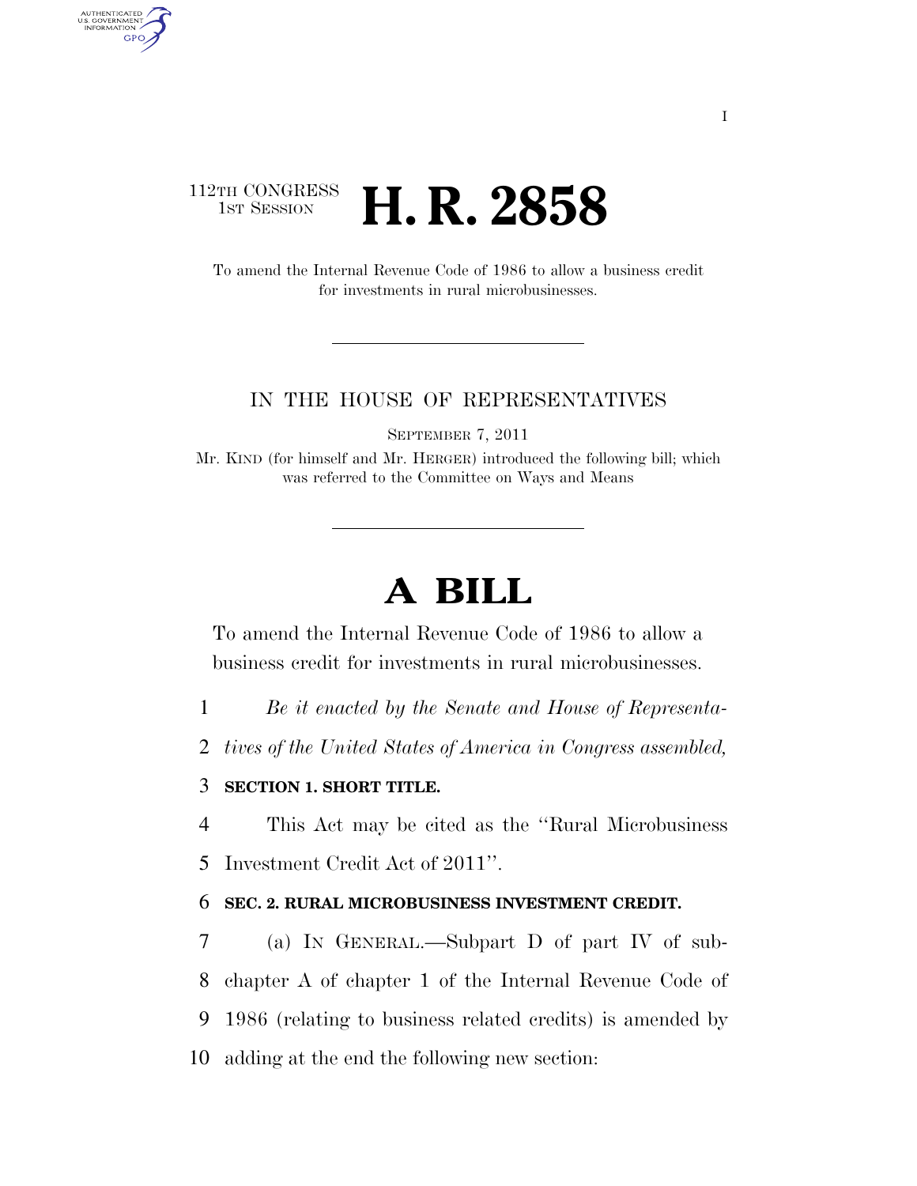112TH CONGRESS
1ST SESSION

# H. R. 2858

To amend the Internal Revenue Code of 1986 to allow a business credit for investments in rural microbusinesses.

IN THE HOUSE OF REPRESENTATIVES

SEPTEMBER 7, 2011

Mr. KIND (for himself and Mr. HERGER) introduced the following bill; which was referred to the Committee on Ways and Means

# A BILL

To amend the Internal Revenue Code of 1986 to allow a business credit for investments in rural microbusinesses.

1 *Be it enacted by the Senate and House of Representa-*
2 *tives of the United States of America in Congress assembled,*

3 **SECTION 1. SHORT TITLE.**

4 This Act may be cited as the ''Rural Microbusiness
5 Investment Credit Act of 2011''.

6 **SEC. 2. RURAL MICROBUSINESS INVESTMENT CREDIT.**

7 (a) IN GENERAL.—Subpart D of part IV of sub-
8 chapter A of chapter 1 of the Internal Revenue Code of
9 1986 (relating to business related credits) is amended by
10 adding at the end the following new section: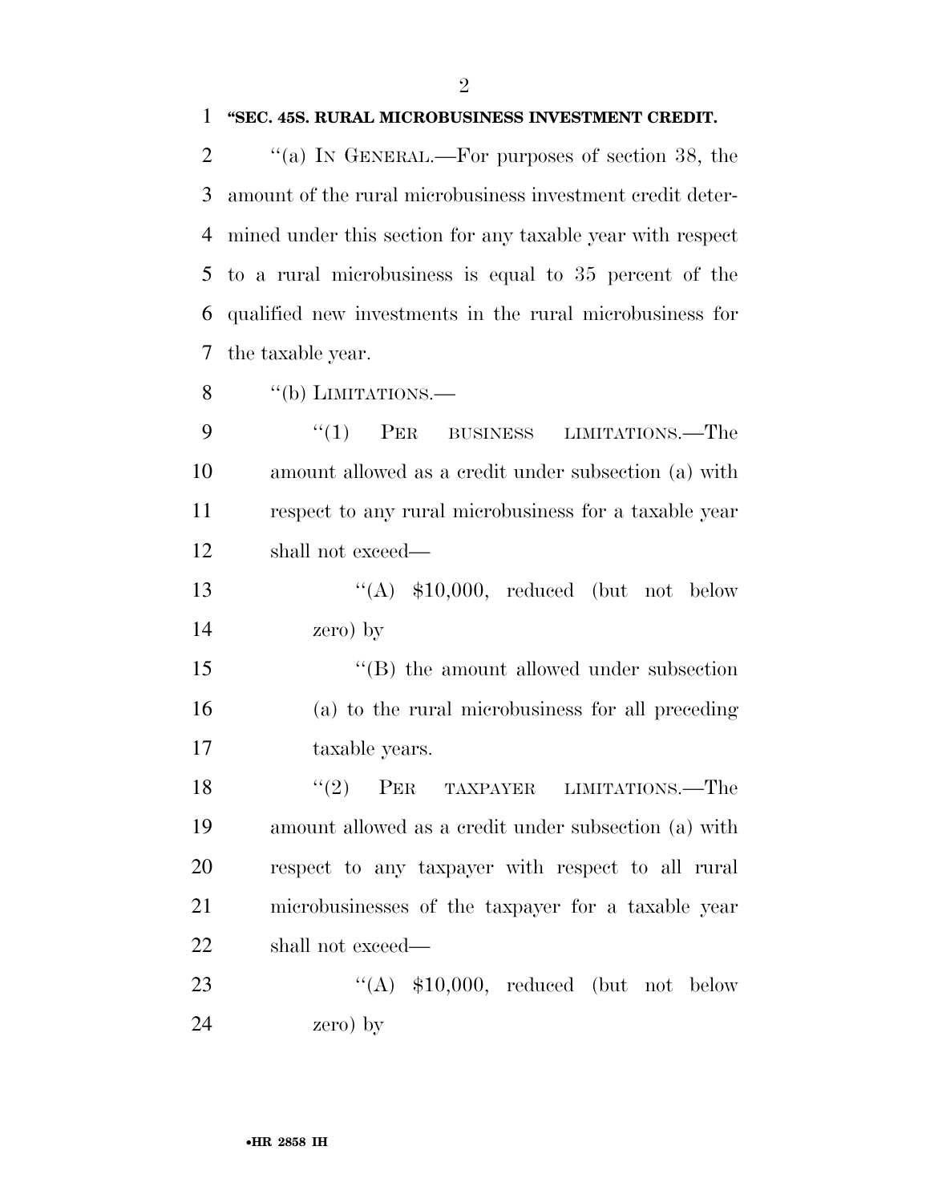**"SEC. 45S. RURAL MICROBUSINESS INVESTMENT CREDIT.**

"(a) IN GENERAL.—For purposes of section 38, the amount of the rural microbusiness investment credit determined under this section for any taxable year with respect to a rural microbusiness is equal to 35 percent of the qualified new investments in the rural microbusiness for the taxable year.

"(b) LIMITATIONS.—

"(1) PER BUSINESS LIMITATIONS.—The amount allowed as a credit under subsection (a) with respect to any rural microbusiness for a taxable year shall not exceed—

"(A) $10,000, reduced (but not below zero) by

"(B) the amount allowed under subsection (a) to the rural microbusiness for all preceding taxable years.

"(2) PER TAXPAYER LIMITATIONS.—The amount allowed as a credit under subsection (a) with respect to any taxpayer with respect to all rural microbusinesses of the taxpayer for a taxable year shall not exceed—

"(A) $10,000, reduced (but not below zero) by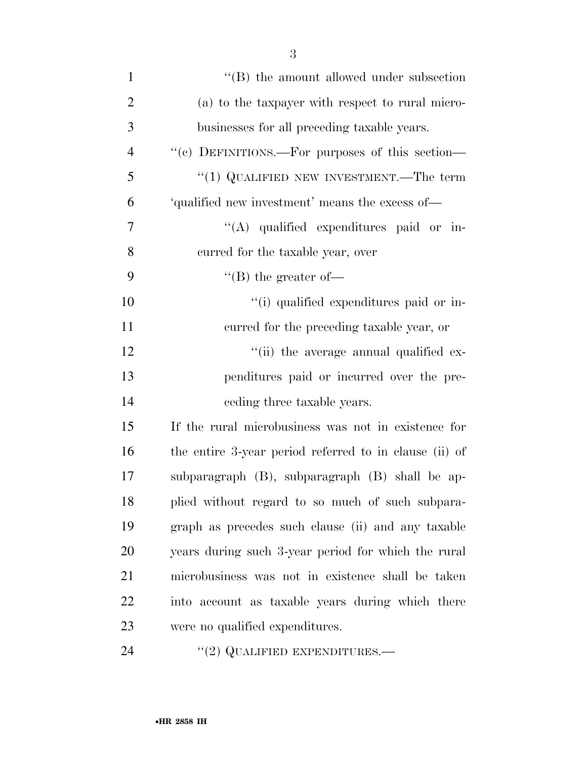"(B) the amount allowed under subsection (a) to the taxpayer with respect to rural microbusinesses for all preceding taxable years.

"(c) DEFINITIONS.—For purposes of this section—

"(1) QUALIFIED NEW INVESTMENT.—The term 'qualified new investment' means the excess of—

"(A) qualified expenditures paid or incurred for the taxable year, over

"(B) the greater of—

"(i) qualified expenditures paid or incurred for the preceding taxable year, or

"(ii) the average annual qualified expenditures paid or incurred over the preceding three taxable years.

If the rural microbusiness was not in existence for the entire 3-year period referred to in clause (ii) of subparagraph (B), subparagraph (B) shall be applied without regard to so much of such subparagraph as precedes such clause (ii) and any taxable years during such 3-year period for which the rural microbusiness was not in existence shall be taken into account as taxable years during which there were no qualified expenditures.

"(2) QUALIFIED EXPENDITURES.—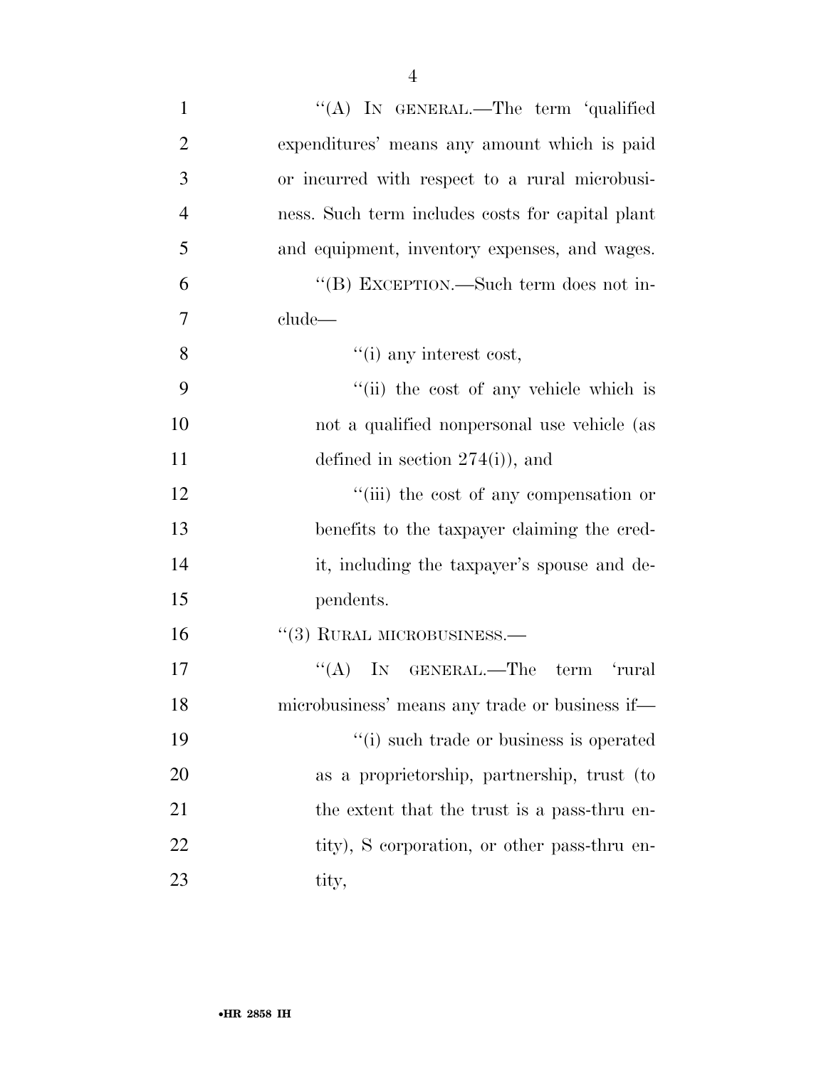"(A) IN GENERAL.—The term 'qualified expenditures' means any amount which is paid or incurred with respect to a rural microbusiness. Such term includes costs for capital plant and equipment, inventory expenses, and wages.

"(B) EXCEPTION.—Such term does not include—

"(i) any interest cost,

"(ii) the cost of any vehicle which is not a qualified nonpersonal use vehicle (as defined in section 274(i)), and

"(iii) the cost of any compensation or benefits to the taxpayer claiming the credit, including the taxpayer's spouse and dependents.

"(3) RURAL MICROBUSINESS.—

"(A) IN GENERAL.—The term 'rural microbusiness' means any trade or business if—

"(i) such trade or business is operated as a proprietorship, partnership, trust (to the extent that the trust is a pass-thru entity), S corporation, or other pass-thru entity,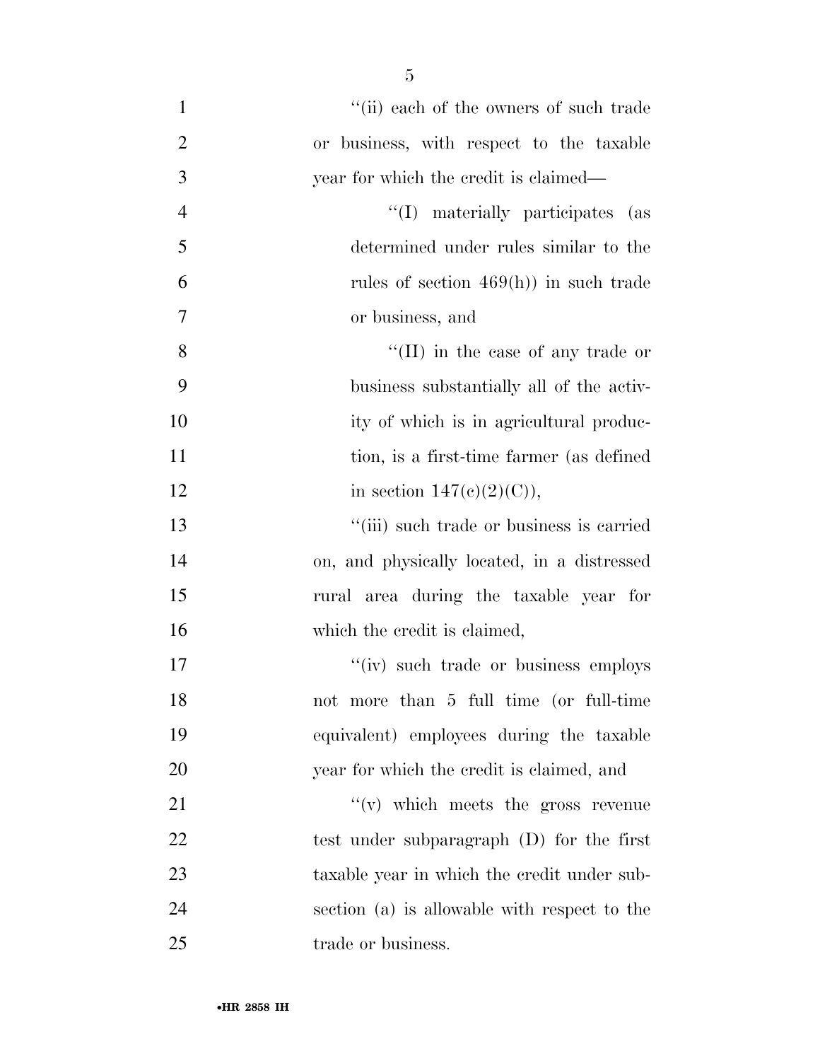''(ii) each of the owners of such trade or business, with respect to the taxable year for which the credit is claimed—

''(I) materially participates (as determined under rules similar to the rules of section 469(h)) in such trade or business, and

''(II) in the case of any trade or business substantially all of the activity of which is in agricultural production, is a first-time farmer (as defined in section 147(c)(2)(C)),

''(iii) such trade or business is carried on, and physically located, in a distressed rural area during the taxable year for which the credit is claimed,

''(iv) such trade or business employs not more than 5 full time (or full-time equivalent) employees during the taxable year for which the credit is claimed, and

''(v) which meets the gross revenue test under subparagraph (D) for the first taxable year in which the credit under subsection (a) is allowable with respect to the trade or business.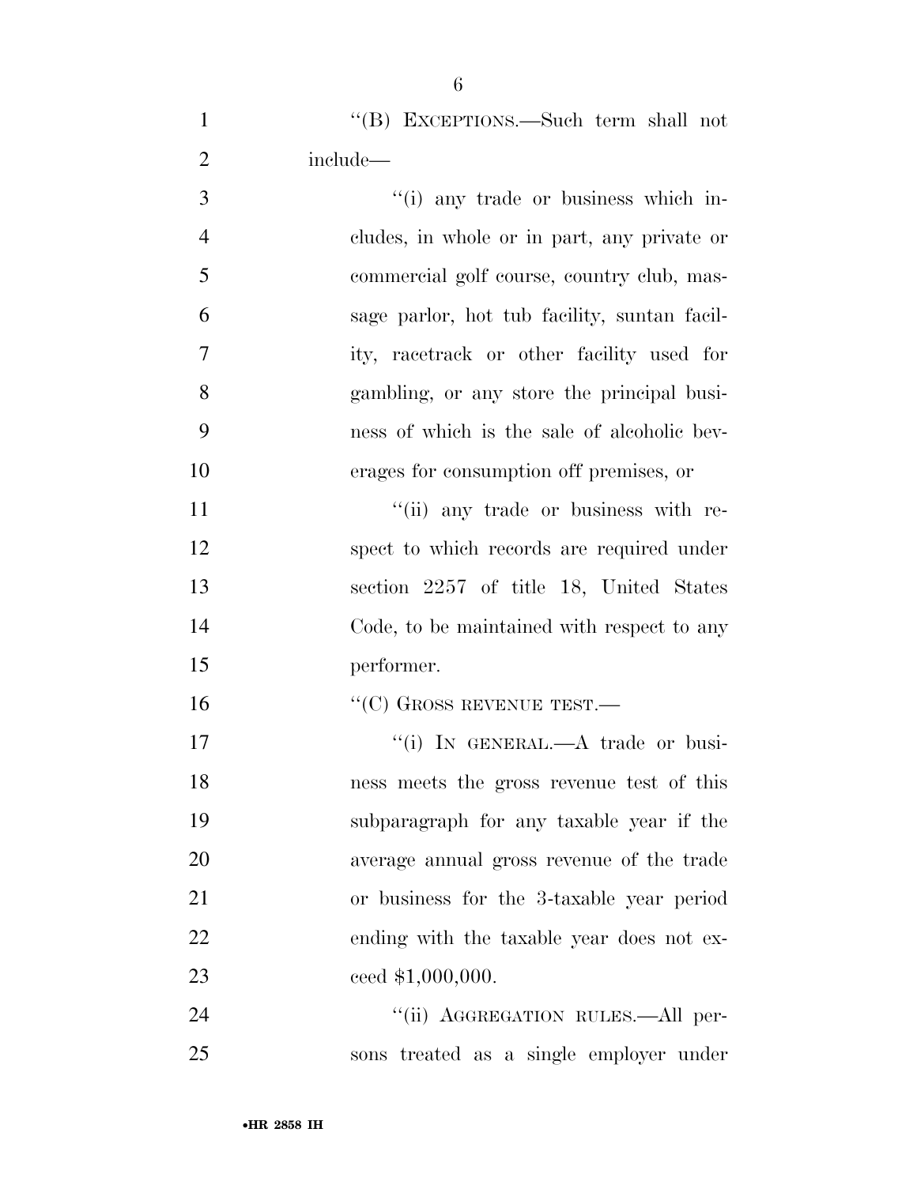"(B) EXCEPTIONS.—Such term shall not include—

"(i) any trade or business which includes, in whole or in part, any private or commercial golf course, country club, massage parlor, hot tub facility, suntan facility, racetrack or other facility used for gambling, or any store the principal business of which is the sale of alcoholic beverages for consumption off premises, or

"(ii) any trade or business with respect to which records are required under section 2257 of title 18, United States Code, to be maintained with respect to any performer.

"(C) GROSS REVENUE TEST.—

"(i) IN GENERAL.—A trade or business meets the gross revenue test of this subparagraph for any taxable year if the average annual gross revenue of the trade or business for the 3-taxable year period ending with the taxable year does not exceed $1,000,000.

"(ii) AGGREGATION RULES.—All persons treated as a single employer under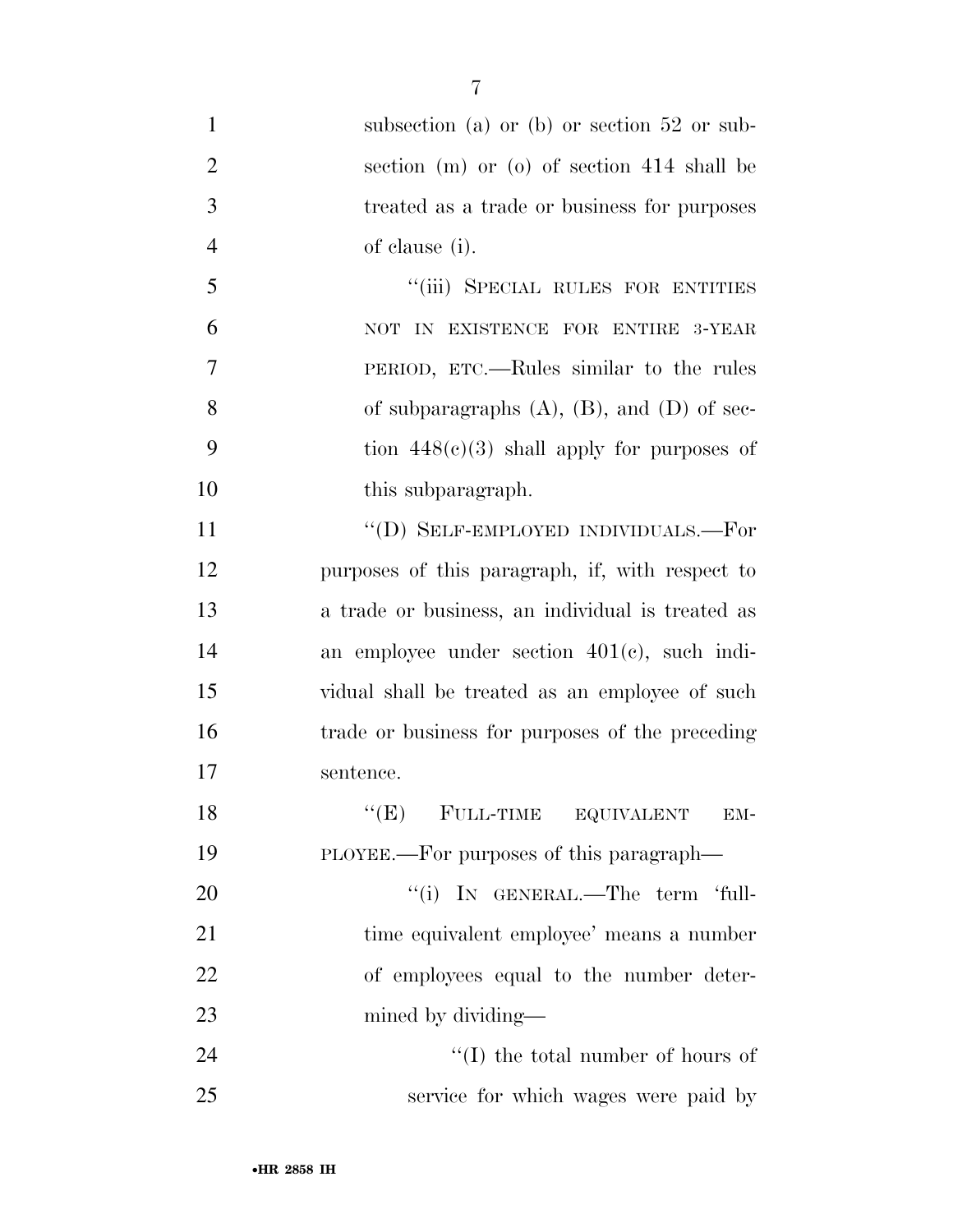subsection (a) or (b) or section 52 or subsection (m) or (o) of section 414 shall be treated as a trade or business for purposes of clause (i).

"(iii) SPECIAL RULES FOR ENTITIES NOT IN EXISTENCE FOR ENTIRE 3-YEAR PERIOD, ETC.—Rules similar to the rules of subparagraphs (A), (B), and (D) of section 448(c)(3) shall apply for purposes of this subparagraph.

"(D) SELF-EMPLOYED INDIVIDUALS.—For purposes of this paragraph, if, with respect to a trade or business, an individual is treated as an employee under section 401(c), such individual shall be treated as an employee of such trade or business for purposes of the preceding sentence.

"(E) FULL-TIME EQUIVALENT EMPLOYEE.—For purposes of this paragraph—

"(i) IN GENERAL.—The term 'full-time equivalent employee' means a number of employees equal to the number determined by dividing—

"(I) the total number of hours of service for which wages were paid by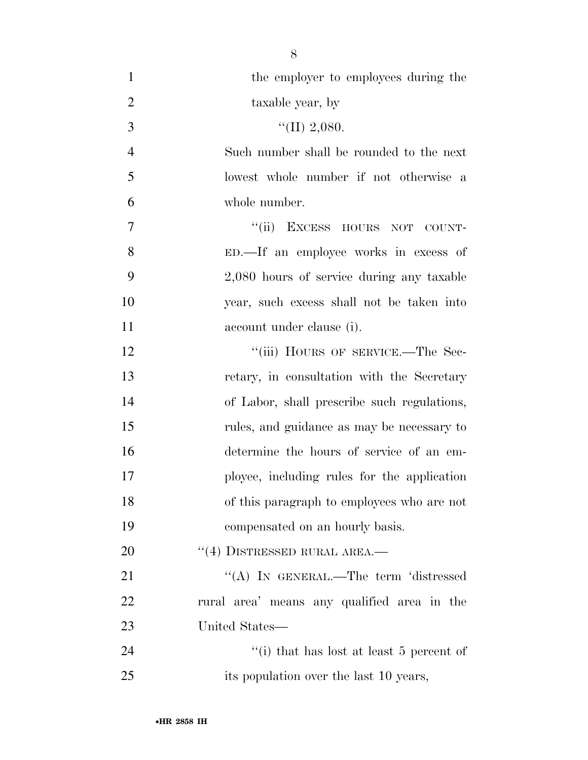the employer to employees during the taxable year, by

''(II) 2,080.

Such number shall be rounded to the next lowest whole number if not otherwise a whole number.

''(ii) EXCESS HOURS NOT COUNTED.—If an employee works in excess of 2,080 hours of service during any taxable year, such excess shall not be taken into account under clause (i).

''(iii) HOURS OF SERVICE.—The Secretary, in consultation with the Secretary of Labor, shall prescribe such regulations, rules, and guidance as may be necessary to determine the hours of service of an employee, including rules for the application of this paragraph to employees who are not compensated on an hourly basis.

''(4) DISTRESSED RURAL AREA.—

''(A) IN GENERAL.—The term 'distressed rural area' means any qualified area in the United States—

''(i) that has lost at least 5 percent of its population over the last 10 years,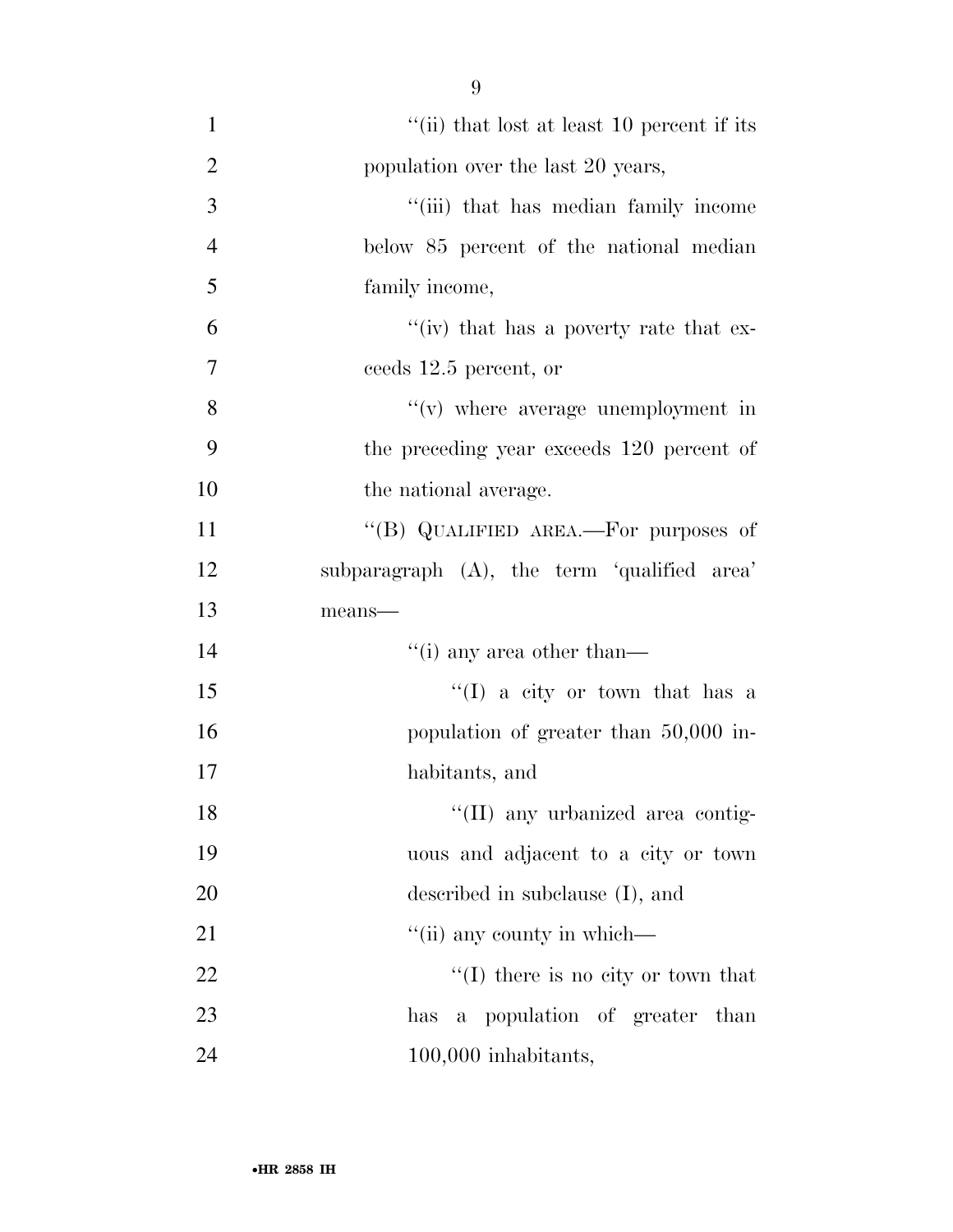''(ii) that lost at least 10 percent if its population over the last 20 years,

''(iii) that has median family income below 85 percent of the national median family income,

''(iv) that has a poverty rate that exceeds 12.5 percent, or

''(v) where average unemployment in the preceding year exceeds 120 percent of the national average.

''(B) QUALIFIED AREA.—For purposes of subparagraph (A), the term 'qualified area' means—

''(i) any area other than—

''(I) a city or town that has a population of greater than 50,000 inhabitants, and

''(II) any urbanized area contiguous and adjacent to a city or town described in subclause (I), and

''(ii) any county in which—

''(I) there is no city or town that has a population of greater than 100,000 inhabitants,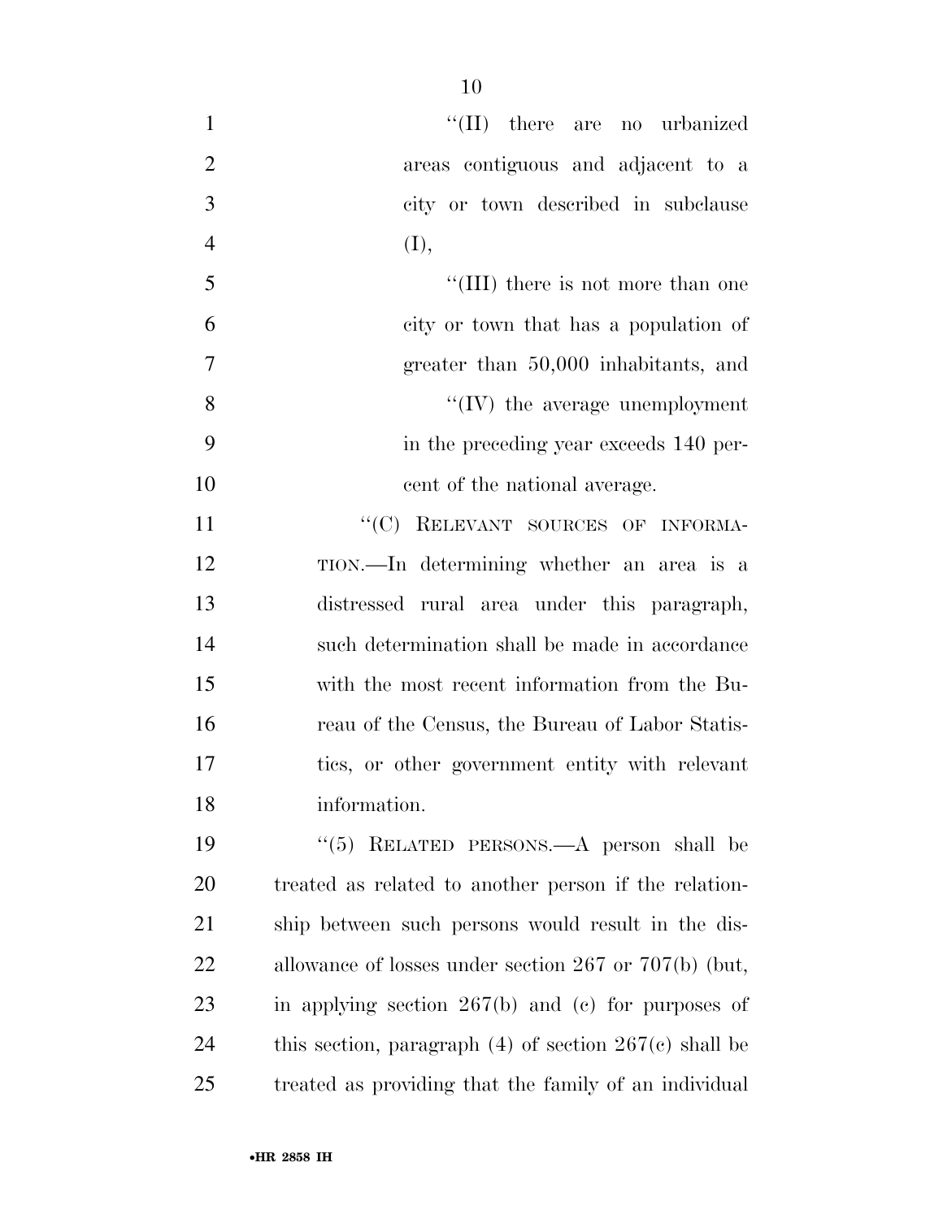''(II) there are no urbanized areas contiguous and adjacent to a city or town described in subclause (I),

''(III) there is not more than one city or town that has a population of greater than 50,000 inhabitants, and

''(IV) the average unemployment in the preceding year exceeds 140 percent of the national average.

''(C) RELEVANT SOURCES OF INFORMATION.—In determining whether an area is a distressed rural area under this paragraph, such determination shall be made in accordance with the most recent information from the Bureau of the Census, the Bureau of Labor Statistics, or other government entity with relevant information.

''(5) RELATED PERSONS.—A person shall be treated as related to another person if the relationship between such persons would result in the disallowance of losses under section 267 or 707(b) (but, in applying section 267(b) and (c) for purposes of this section, paragraph (4) of section 267(c) shall be treated as providing that the family of an individual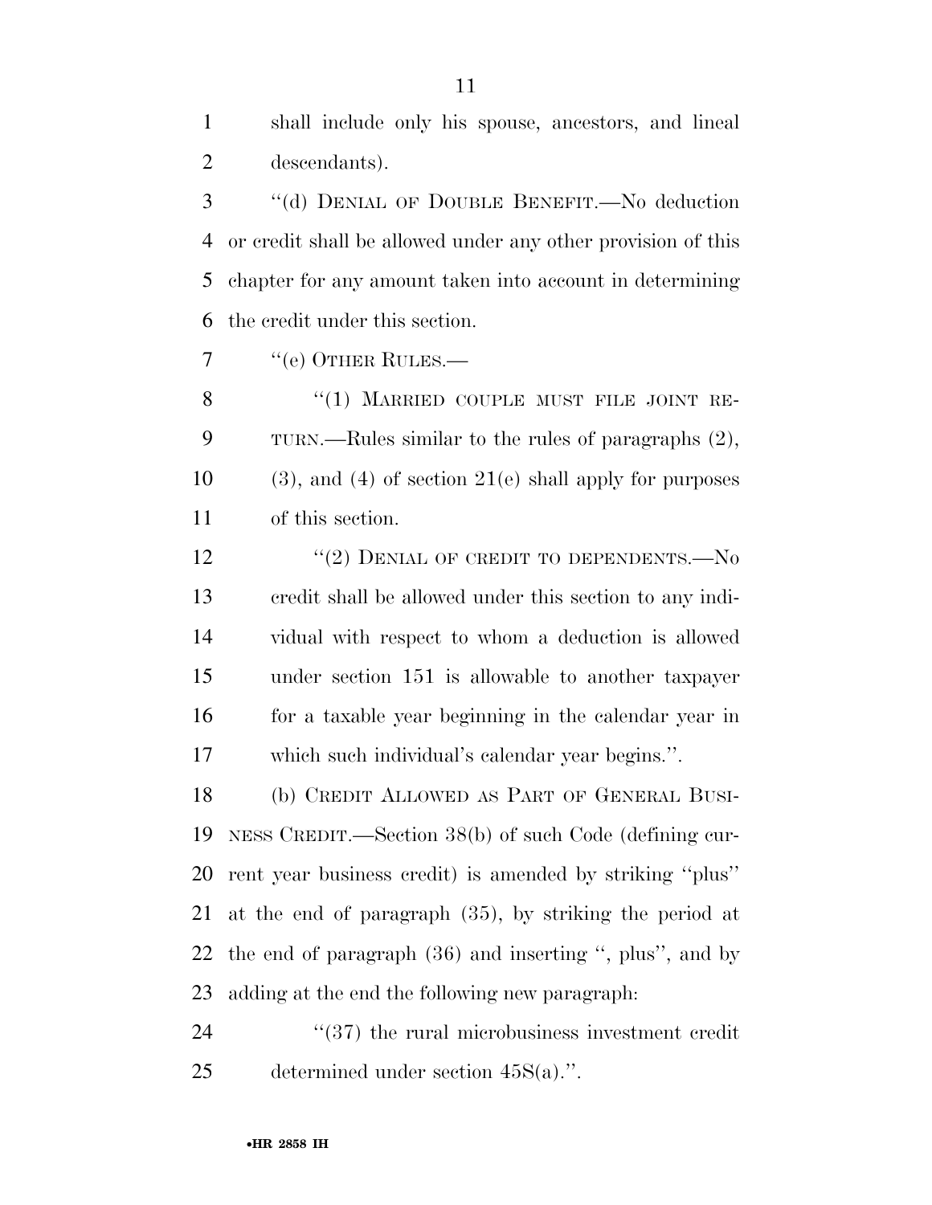shall include only his spouse, ancestors, and lineal descendants).

"(d) DENIAL OF DOUBLE BENEFIT.—No deduction or credit shall be allowed under any other provision of this chapter for any amount taken into account in determining the credit under this section.

"(e) OTHER RULES.—

"(1) MARRIED COUPLE MUST FILE JOINT RETURN.—Rules similar to the rules of paragraphs (2), (3), and (4) of section 21(e) shall apply for purposes of this section.

"(2) DENIAL OF CREDIT TO DEPENDENTS.—No credit shall be allowed under this section to any individual with respect to whom a deduction is allowed under section 151 is allowable to another taxpayer for a taxable year beginning in the calendar year in which such individual's calendar year begins.".

(b) CREDIT ALLOWED AS PART OF GENERAL BUSINESS CREDIT.—Section 38(b) of such Code (defining current year business credit) is amended by striking "plus" at the end of paragraph (35), by striking the period at the end of paragraph (36) and inserting ", plus", and by adding at the end the following new paragraph:

"(37) the rural microbusiness investment credit determined under section 45S(a).".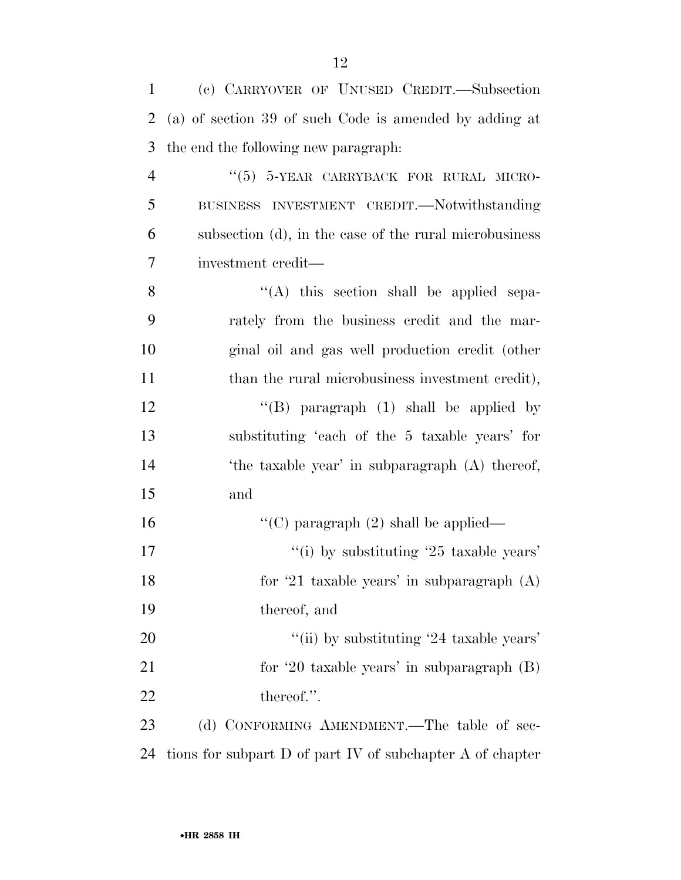(c) CARRYOVER OF UNUSED CREDIT.—Subsection (a) of section 39 of such Code is amended by adding at the end the following new paragraph:

"(5) 5-YEAR CARRYBACK FOR RURAL MICROBUSINESS INVESTMENT CREDIT.—Notwithstanding subsection (d), in the case of the rural microbusiness investment credit—

"(A) this section shall be applied separately from the business credit and the marginal oil and gas well production credit (other than the rural microbusiness investment credit),

"(B) paragraph (1) shall be applied by substituting 'each of the 5 taxable years' for 'the taxable year' in subparagraph (A) thereof, and

"(C) paragraph (2) shall be applied—

"(i) by substituting '25 taxable years' for '21 taxable years' in subparagraph (A) thereof, and

"(ii) by substituting '24 taxable years' for '20 taxable years' in subparagraph (B) thereof.".

(d) CONFORMING AMENDMENT.—The table of sections for subpart D of part IV of subchapter A of chapter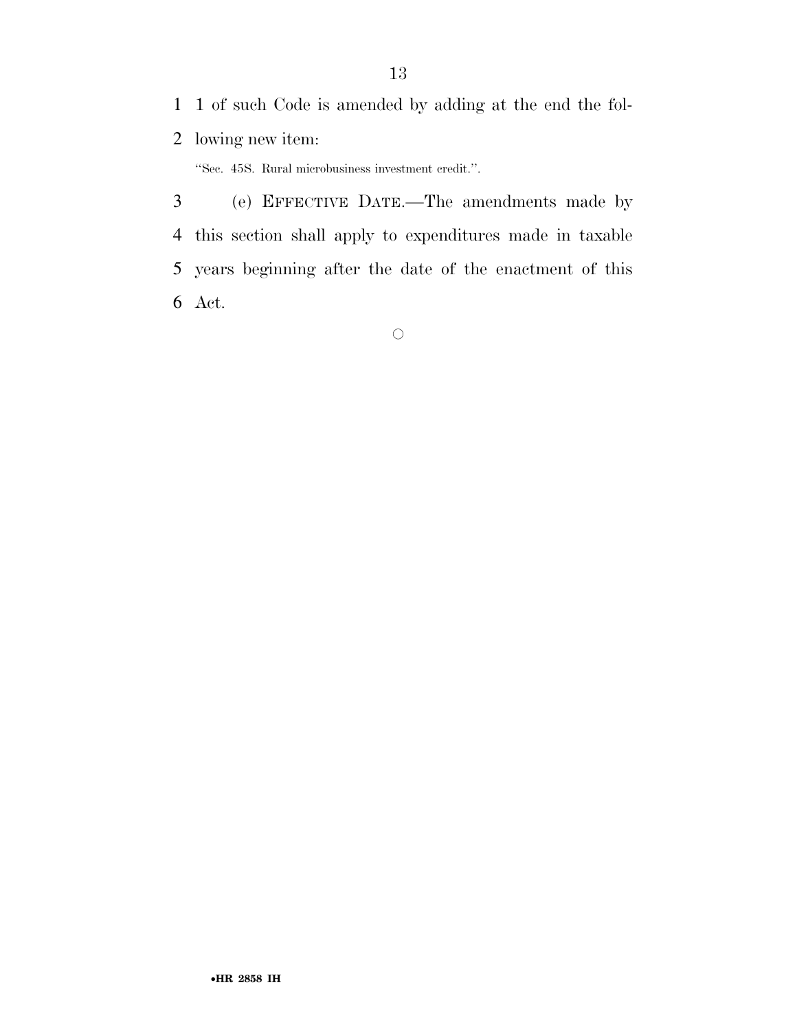1 of such Code is amended by adding at the end the following new item:

"Sec. 45S. Rural microbusiness investment credit.".

(e) EFFECTIVE DATE.—The amendments made by this section shall apply to expenditures made in taxable years beginning after the date of the enactment of this Act.